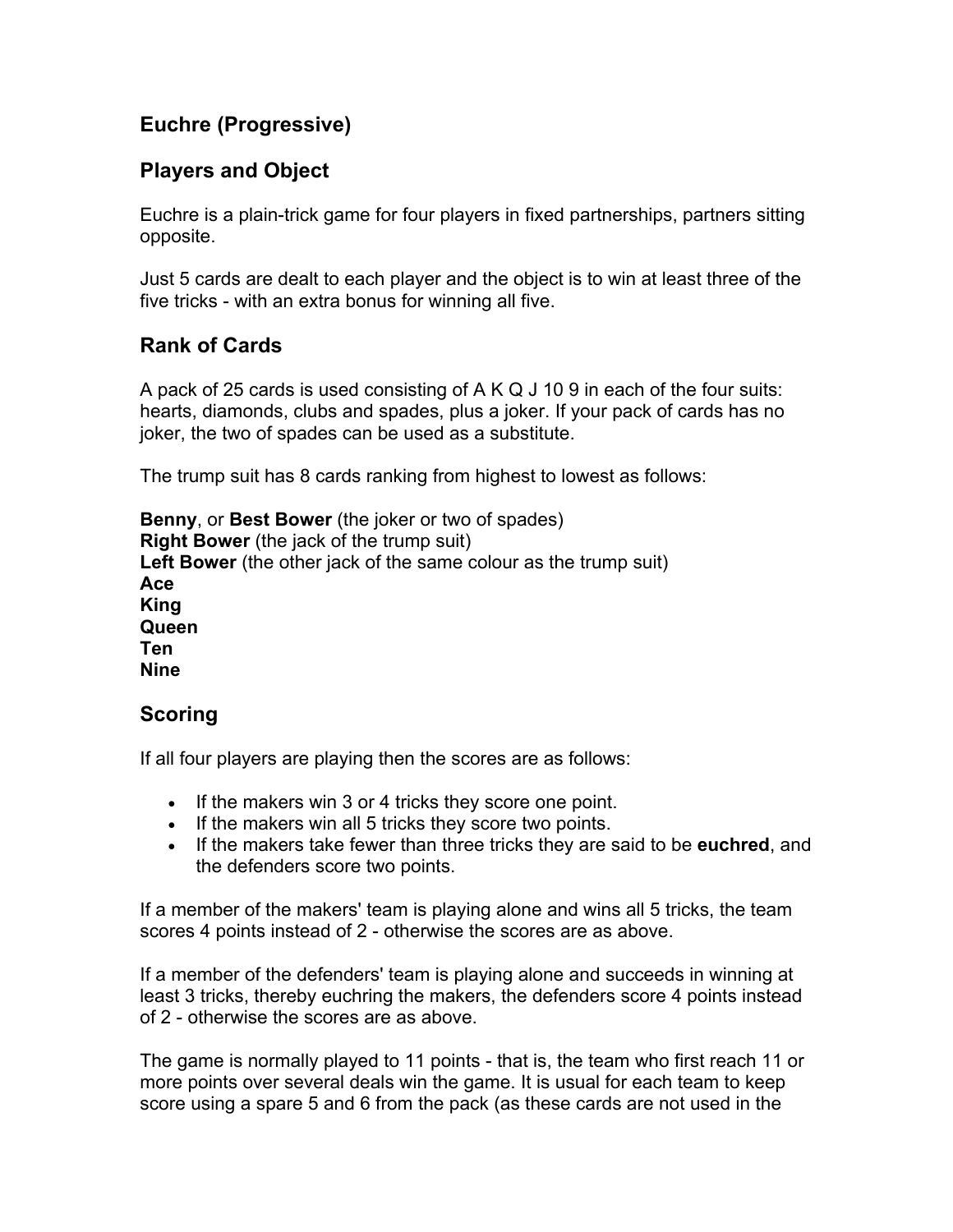# Euchre (Progressive)

## Players and Object

Euchre is a plain-trick game for four players in fixed partnerships, partners sitting opposite.

Just 5 cards are dealt to each player and the object is to win at least three of the five tricks - with an extra bonus for winning all five.

## Rank of Cards

A pack of 25 cards is used consisting of A K Q J 10 9 in each of the four suits: hearts, diamonds, clubs and spades, plus a joker. If your pack of cards has no joker, the two of spades can be used as a substitute.

The trump suit has 8 cards ranking from highest to lowest as follows:

**Benny**, or **Best Bower** (the joker or two of spades)
**Right Bower** (the jack of the trump suit)
**Left Bower** (the other jack of the same colour as the trump suit)
**Ace**
**King**
**Queen**
**Ten**
**Nine**

## Scoring

If all four players are playing then the scores are as follows:

- If the makers win 3 or 4 tricks they score one point.
- If the makers win all 5 tricks they score two points.
- If the makers take fewer than three tricks they are said to be **euchred**, and the defenders score two points.

If a member of the makers' team is playing alone and wins all 5 tricks, the team scores 4 points instead of 2 - otherwise the scores are as above.

If a member of the defenders' team is playing alone and succeeds in winning at least 3 tricks, thereby euchring the makers, the defenders score 4 points instead of 2 - otherwise the scores are as above.

The game is normally played to 11 points - that is, the team who first reach 11 or more points over several deals win the game. It is usual for each team to keep score using a spare 5 and 6 from the pack (as these cards are not used in the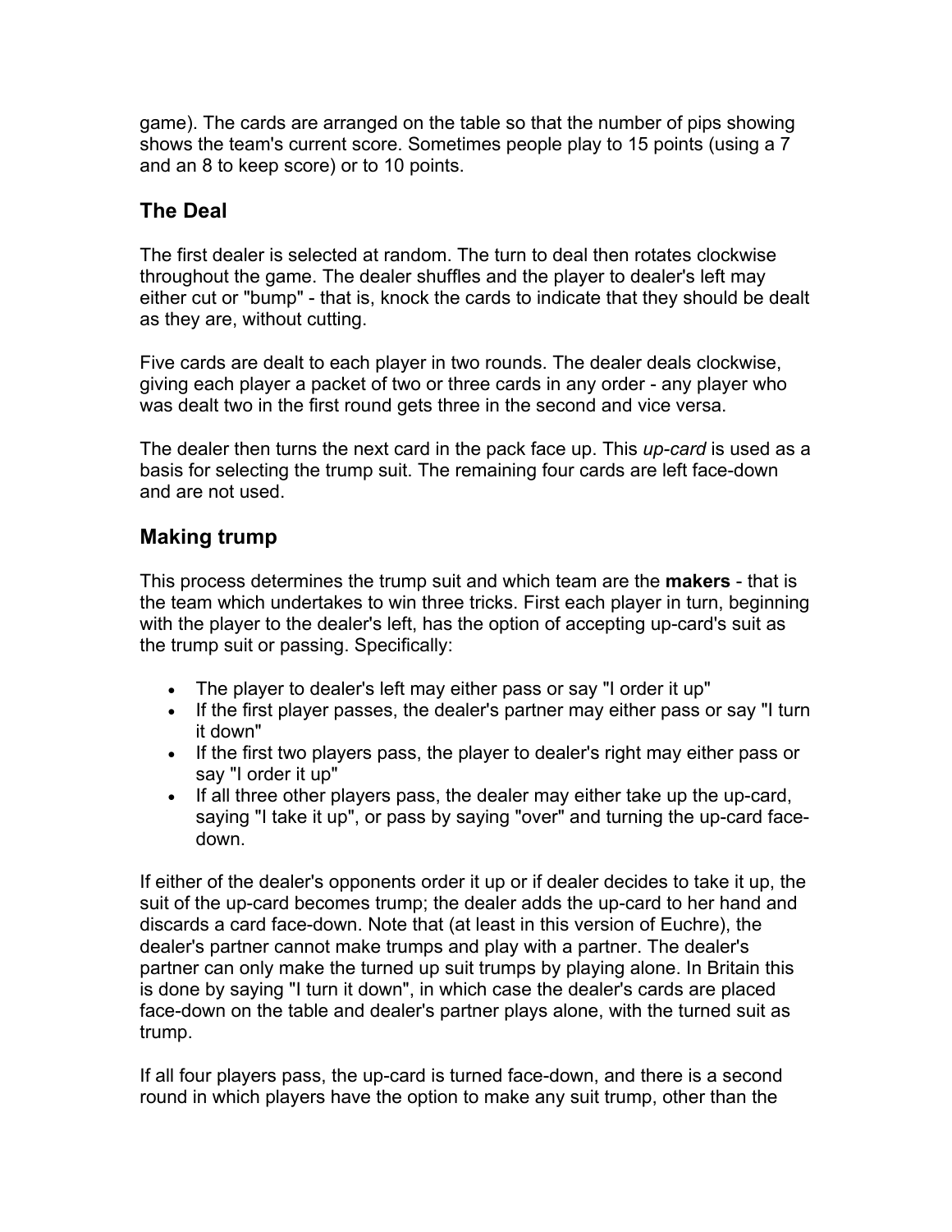game). The cards are arranged on the table so that the number of pips showing shows the team's current score. Sometimes people play to 15 points (using a 7 and an 8 to keep score) or to 10 points.

## The Deal

The first dealer is selected at random. The turn to deal then rotates clockwise throughout the game. The dealer shuffles and the player to dealer's left may either cut or "bump" - that is, knock the cards to indicate that they should be dealt as they are, without cutting.

Five cards are dealt to each player in two rounds. The dealer deals clockwise, giving each player a packet of two or three cards in any order - any player who was dealt two in the first round gets three in the second and vice versa.

The dealer then turns the next card in the pack face up. This *up-card* is used as a basis for selecting the trump suit. The remaining four cards are left face-down and are not used.

## Making trump

This process determines the trump suit and which team are the **makers** - that is the team which undertakes to win three tricks. First each player in turn, beginning with the player to the dealer's left, has the option of accepting up-card's suit as the trump suit or passing. Specifically:

- The player to dealer's left may either pass or say "I order it up"
- If the first player passes, the dealer's partner may either pass or say "I turn it down"
- If the first two players pass, the player to dealer's right may either pass or say "I order it up"
- If all three other players pass, the dealer may either take up the up-card, saying "I take it up", or pass by saying "over" and turning the up-card face-down.

If either of the dealer's opponents order it up or if dealer decides to take it up, the suit of the up-card becomes trump; the dealer adds the up-card to her hand and discards a card face-down. Note that (at least in this version of Euchre), the dealer's partner cannot make trumps and play with a partner. The dealer's partner can only make the turned up suit trumps by playing alone. In Britain this is done by saying "I turn it down", in which case the dealer's cards are placed face-down on the table and dealer's partner plays alone, with the turned suit as trump.

If all four players pass, the up-card is turned face-down, and there is a second round in which players have the option to make any suit trump, other than the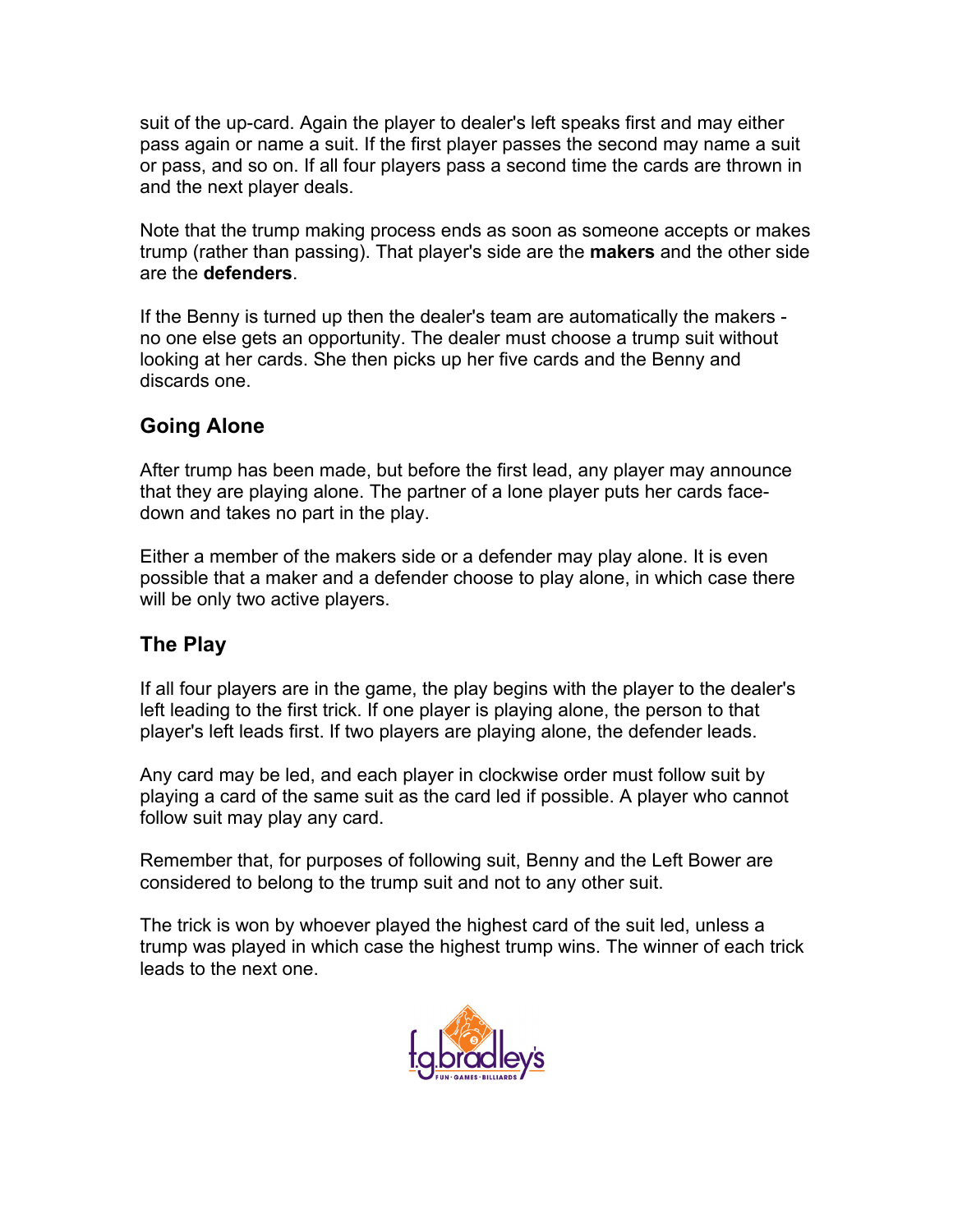suit of the up-card. Again the player to dealer's left speaks first and may either pass again or name a suit. If the first player passes the second may name a suit or pass, and so on. If all four players pass a second time the cards are thrown in and the next player deals.

Note that the trump making process ends as soon as someone accepts or makes trump (rather than passing). That player's side are the **makers** and the other side are the **defenders**.

If the Benny is turned up then the dealer's team are automatically the makers - no one else gets an opportunity. The dealer must choose a trump suit without looking at her cards. She then picks up her five cards and the Benny and discards one.

## Going Alone

After trump has been made, but before the first lead, any player may announce that they are playing alone. The partner of a lone player puts her cards face-down and takes no part in the play.

Either a member of the makers side or a defender may play alone. It is even possible that a maker and a defender choose to play alone, in which case there will be only two active players.

## The Play

If all four players are in the game, the play begins with the player to the dealer's left leading to the first trick. If one player is playing alone, the person to that player's left leads first. If two players are playing alone, the defender leads.

Any card may be led, and each player in clockwise order must follow suit by playing a card of the same suit as the card led if possible. A player who cannot follow suit may play any card.

Remember that, for purposes of following suit, Benny and the Left Bower are considered to belong to the trump suit and not to any other suit.

The trick is won by whoever played the highest card of the suit led, unless a trump was played in which case the highest trump wins. The winner of each trick leads to the next one.